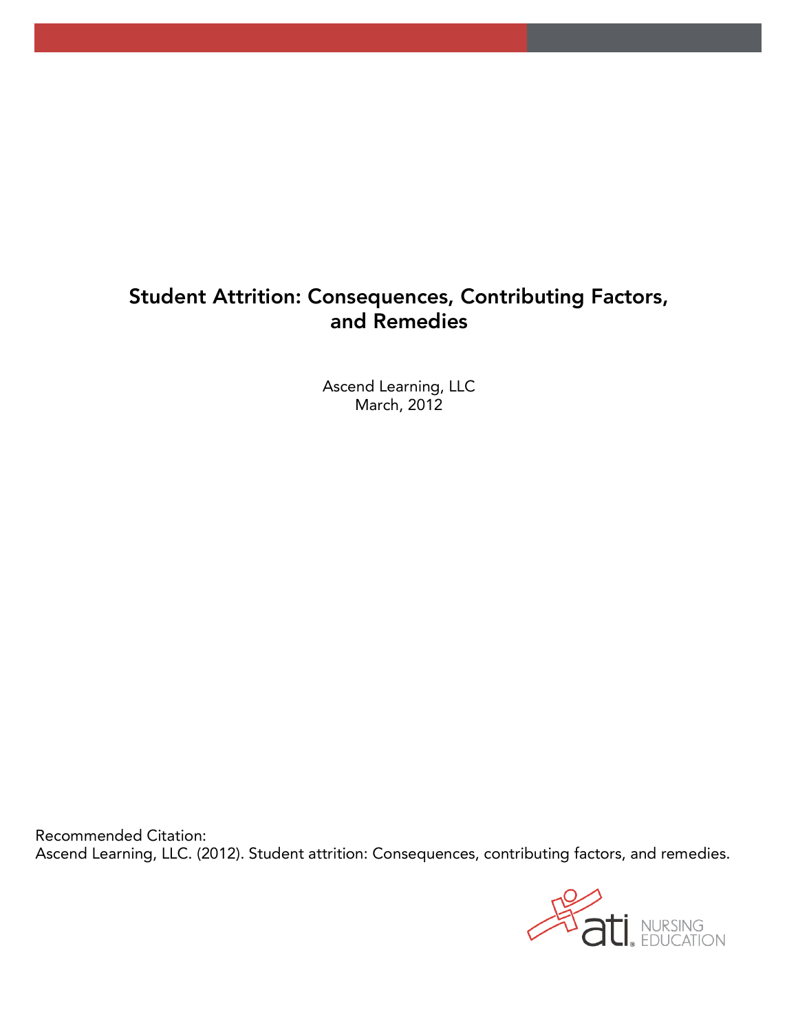# Student Attrition: Consequences, Contributing Factors, and Remedies

Ascend Learning, LLC
March, 2012

Recommended Citation:
Ascend Learning, LLC. (2012). Student attrition: Consequences, contributing factors, and remedies.

ati NURSING EDUCATION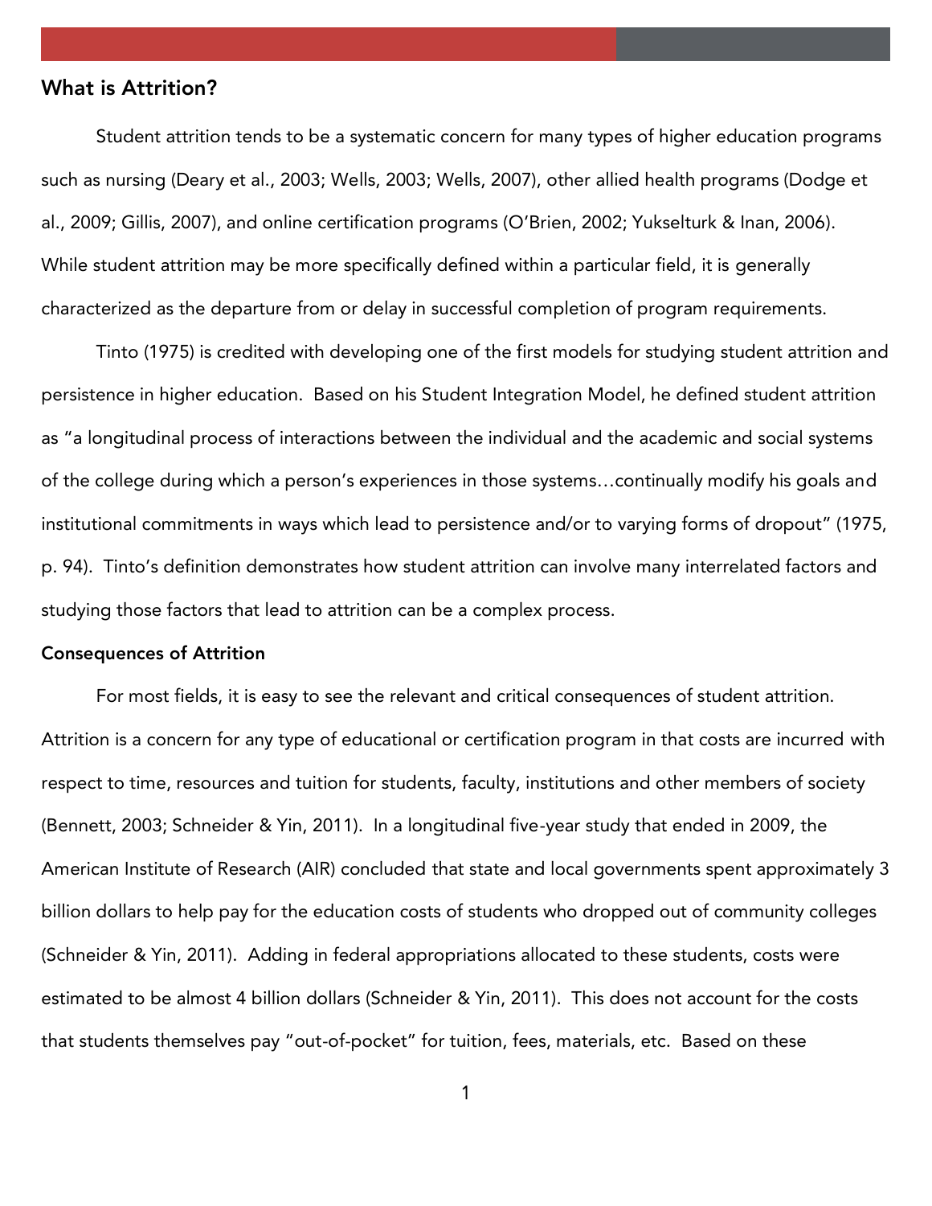## What is Attrition?

Student attrition tends to be a systematic concern for many types of higher education programs such as nursing (Deary et al., 2003; Wells, 2003; Wells, 2007), other allied health programs (Dodge et al., 2009; Gillis, 2007), and online certification programs (O'Brien, 2002; Yukselturk & Inan, 2006). While student attrition may be more specifically defined within a particular field, it is generally characterized as the departure from or delay in successful completion of program requirements.

Tinto (1975) is credited with developing one of the first models for studying student attrition and persistence in higher education. Based on his Student Integration Model, he defined student attrition as "a longitudinal process of interactions between the individual and the academic and social systems of the college during which a person's experiences in those systems…continually modify his goals and institutional commitments in ways which lead to persistence and/or to varying forms of dropout" (1975, p. 94). Tinto's definition demonstrates how student attrition can involve many interrelated factors and studying those factors that lead to attrition can be a complex process.

### Consequences of Attrition

For most fields, it is easy to see the relevant and critical consequences of student attrition. Attrition is a concern for any type of educational or certification program in that costs are incurred with respect to time, resources and tuition for students, faculty, institutions and other members of society (Bennett, 2003; Schneider & Yin, 2011). In a longitudinal five-year study that ended in 2009, the American Institute of Research (AIR) concluded that state and local governments spent approximately 3 billion dollars to help pay for the education costs of students who dropped out of community colleges (Schneider & Yin, 2011). Adding in federal appropriations allocated to these students, costs were estimated to be almost 4 billion dollars (Schneider & Yin, 2011). This does not account for the costs that students themselves pay "out-of-pocket" for tuition, fees, materials, etc. Based on these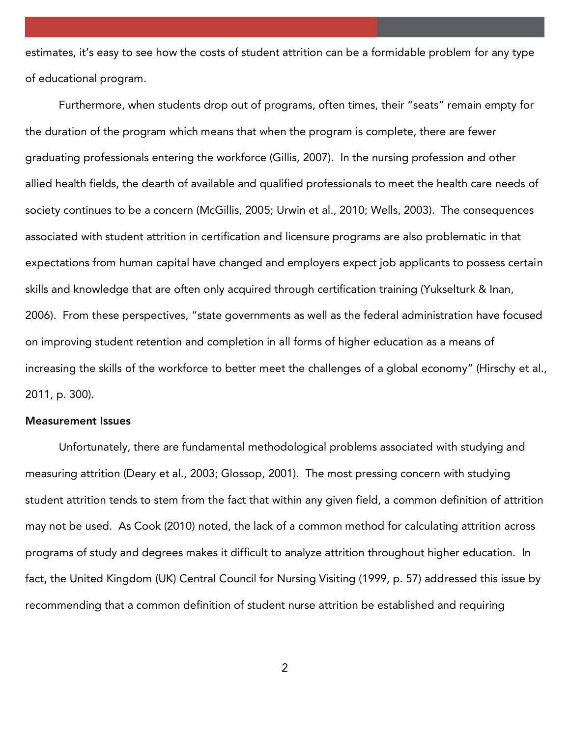estimates, it's easy to see how the costs of student attrition can be a formidable problem for any type of educational program.

Furthermore, when students drop out of programs, often times, their "seats" remain empty for the duration of the program which means that when the program is complete, there are fewer graduating professionals entering the workforce (Gillis, 2007). In the nursing profession and other allied health fields, the dearth of available and qualified professionals to meet the health care needs of society continues to be a concern (McGillis, 2005; Urwin et al., 2010; Wells, 2003). The consequences associated with student attrition in certification and licensure programs are also problematic in that expectations from human capital have changed and employers expect job applicants to possess certain skills and knowledge that are often only acquired through certification training (Yukselturk & Inan, 2006). From these perspectives, "state governments as well as the federal administration have focused on improving student retention and completion in all forms of higher education as a means of increasing the skills of the workforce to better meet the challenges of a global economy" (Hirschy et al., 2011, p. 300).

**Measurement Issues**

Unfortunately, there are fundamental methodological problems associated with studying and measuring attrition (Deary et al., 2003; Glossop, 2001). The most pressing concern with studying student attrition tends to stem from the fact that within any given field, a common definition of attrition may not be used. As Cook (2010) noted, the lack of a common method for calculating attrition across programs of study and degrees makes it difficult to analyze attrition throughout higher education. In fact, the United Kingdom (UK) Central Council for Nursing Visiting (1999, p. 57) addressed this issue by recommending that a common definition of student nurse attrition be established and requiring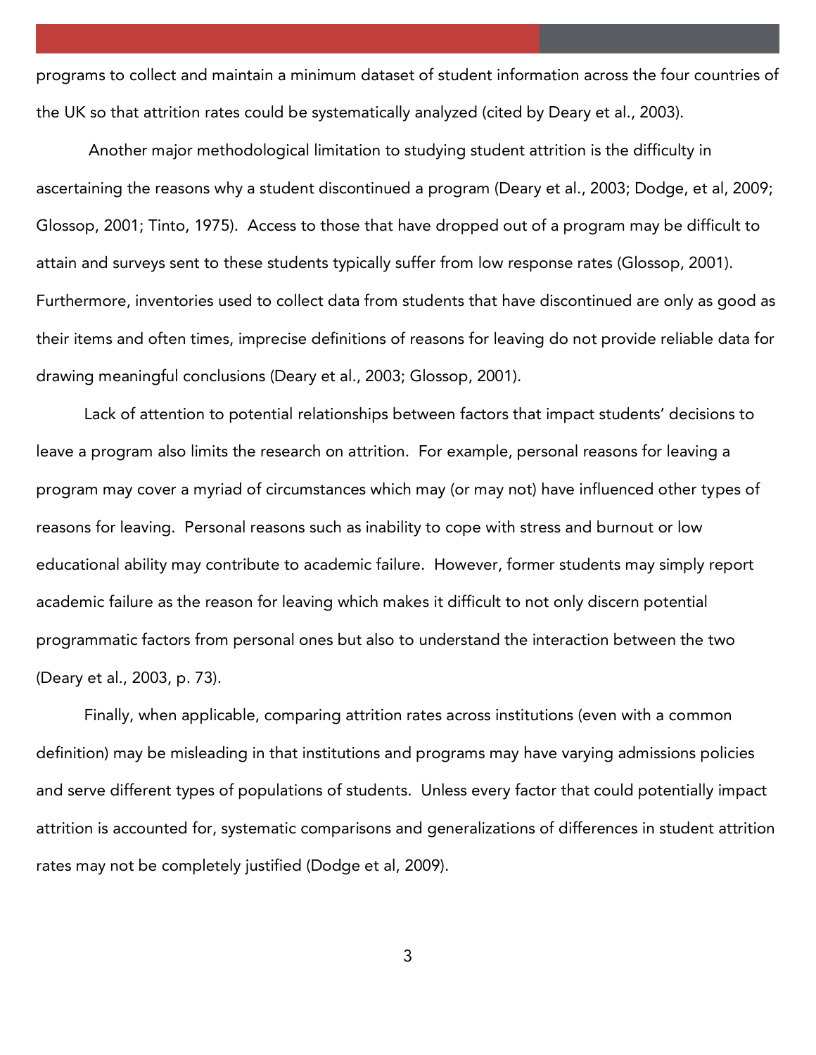programs to collect and maintain a minimum dataset of student information across the four countries of the UK so that attrition rates could be systematically analyzed (cited by Deary et al., 2003).

Another major methodological limitation to studying student attrition is the difficulty in ascertaining the reasons why a student discontinued a program (Deary et al., 2003; Dodge, et al, 2009; Glossop, 2001; Tinto, 1975). Access to those that have dropped out of a program may be difficult to attain and surveys sent to these students typically suffer from low response rates (Glossop, 2001). Furthermore, inventories used to collect data from students that have discontinued are only as good as their items and often times, imprecise definitions of reasons for leaving do not provide reliable data for drawing meaningful conclusions (Deary et al., 2003; Glossop, 2001).

Lack of attention to potential relationships between factors that impact students' decisions to leave a program also limits the research on attrition. For example, personal reasons for leaving a program may cover a myriad of circumstances which may (or may not) have influenced other types of reasons for leaving. Personal reasons such as inability to cope with stress and burnout or low educational ability may contribute to academic failure. However, former students may simply report academic failure as the reason for leaving which makes it difficult to not only discern potential programmatic factors from personal ones but also to understand the interaction between the two (Deary et al., 2003, p. 73).

Finally, when applicable, comparing attrition rates across institutions (even with a common definition) may be misleading in that institutions and programs may have varying admissions policies and serve different types of populations of students. Unless every factor that could potentially impact attrition is accounted for, systematic comparisons and generalizations of differences in student attrition rates may not be completely justified (Dodge et al, 2009).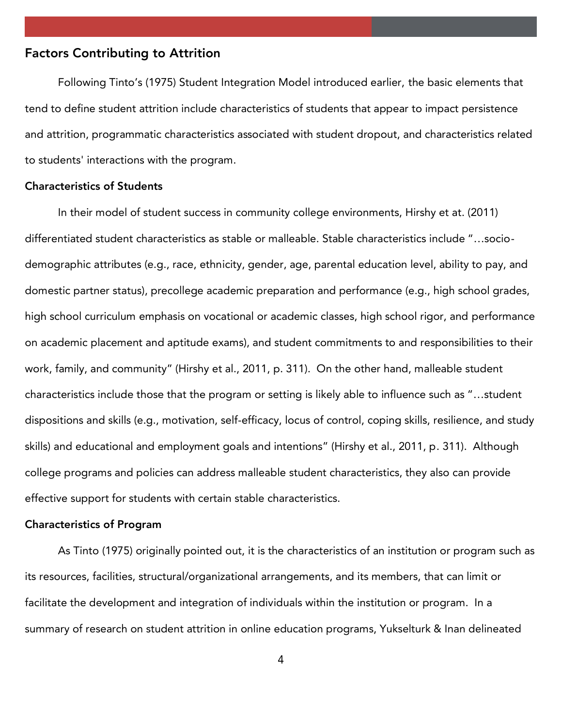## Factors Contributing to Attrition

Following Tinto's (1975) Student Integration Model introduced earlier, the basic elements that tend to define student attrition include characteristics of students that appear to impact persistence and attrition, programmatic characteristics associated with student dropout, and characteristics related to students' interactions with the program.

### Characteristics of Students

In their model of student success in community college environments, Hirshy et at. (2011) differentiated student characteristics as stable or malleable. Stable characteristics include "…socio-demographic attributes (e.g., race, ethnicity, gender, age, parental education level, ability to pay, and domestic partner status), precollege academic preparation and performance (e.g., high school grades, high school curriculum emphasis on vocational or academic classes, high school rigor, and performance on academic placement and aptitude exams), and student commitments to and responsibilities to their work, family, and community" (Hirshy et al., 2011, p. 311). On the other hand, malleable student characteristics include those that the program or setting is likely able to influence such as "…student dispositions and skills (e.g., motivation, self-efficacy, locus of control, coping skills, resilience, and study skills) and educational and employment goals and intentions" (Hirshy et al., 2011, p. 311). Although college programs and policies can address malleable student characteristics, they also can provide effective support for students with certain stable characteristics.

### Characteristics of Program

As Tinto (1975) originally pointed out, it is the characteristics of an institution or program such as its resources, facilities, structural/organizational arrangements, and its members, that can limit or facilitate the development and integration of individuals within the institution or program. In a summary of research on student attrition in online education programs, Yukselturk & Inan delineated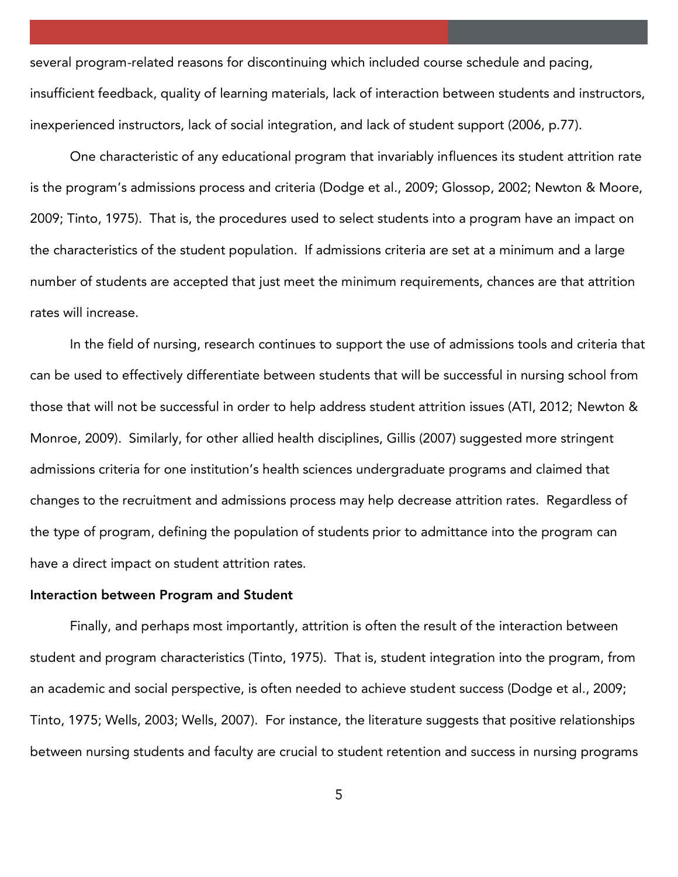several program-related reasons for discontinuing which included course schedule and pacing, insufficient feedback, quality of learning materials, lack of interaction between students and instructors, inexperienced instructors, lack of social integration, and lack of student support (2006, p.77).

One characteristic of any educational program that invariably influences its student attrition rate is the program's admissions process and criteria (Dodge et al., 2009; Glossop, 2002; Newton & Moore, 2009; Tinto, 1975). That is, the procedures used to select students into a program have an impact on the characteristics of the student population. If admissions criteria are set at a minimum and a large number of students are accepted that just meet the minimum requirements, chances are that attrition rates will increase.

In the field of nursing, research continues to support the use of admissions tools and criteria that can be used to effectively differentiate between students that will be successful in nursing school from those that will not be successful in order to help address student attrition issues (ATI, 2012; Newton & Monroe, 2009). Similarly, for other allied health disciplines, Gillis (2007) suggested more stringent admissions criteria for one institution's health sciences undergraduate programs and claimed that changes to the recruitment and admissions process may help decrease attrition rates. Regardless of the type of program, defining the population of students prior to admittance into the program can have a direct impact on student attrition rates.

**Interaction between Program and Student**

Finally, and perhaps most importantly, attrition is often the result of the interaction between student and program characteristics (Tinto, 1975). That is, student integration into the program, from an academic and social perspective, is often needed to achieve student success (Dodge et al., 2009; Tinto, 1975; Wells, 2003; Wells, 2007). For instance, the literature suggests that positive relationships between nursing students and faculty are crucial to student retention and success in nursing programs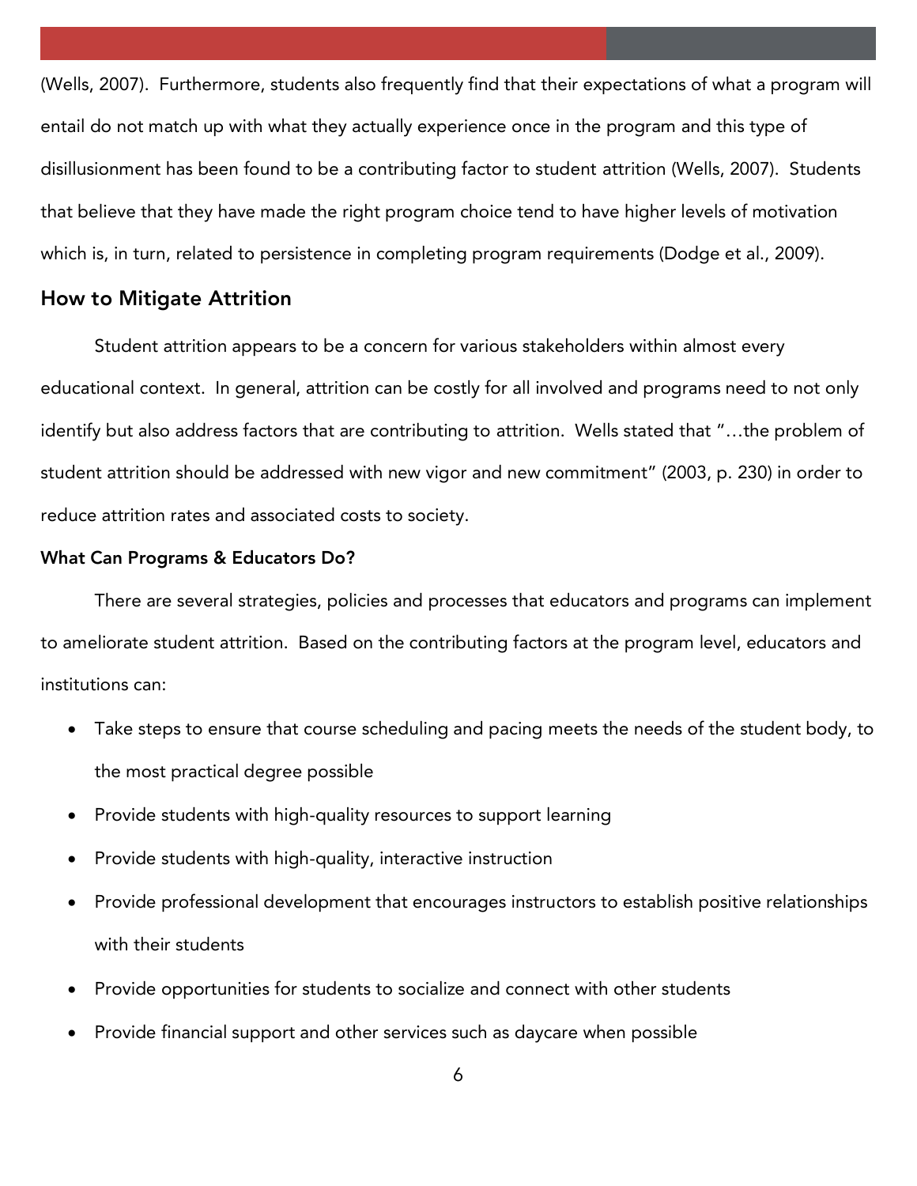(Wells, 2007). Furthermore, students also frequently find that their expectations of what a program will entail do not match up with what they actually experience once in the program and this type of disillusionment has been found to be a contributing factor to student attrition (Wells, 2007). Students that believe that they have made the right program choice tend to have higher levels of motivation which is, in turn, related to persistence in completing program requirements (Dodge et al., 2009).

## How to Mitigate Attrition

Student attrition appears to be a concern for various stakeholders within almost every educational context. In general, attrition can be costly for all involved and programs need to not only identify but also address factors that are contributing to attrition. Wells stated that "…the problem of student attrition should be addressed with new vigor and new commitment" (2003, p. 230) in order to reduce attrition rates and associated costs to society.

### What Can Programs & Educators Do?

There are several strategies, policies and processes that educators and programs can implement to ameliorate student attrition. Based on the contributing factors at the program level, educators and institutions can:

- Take steps to ensure that course scheduling and pacing meets the needs of the student body, to the most practical degree possible
- Provide students with high-quality resources to support learning
- Provide students with high-quality, interactive instruction
- Provide professional development that encourages instructors to establish positive relationships with their students
- Provide opportunities for students to socialize and connect with other students
- Provide financial support and other services such as daycare when possible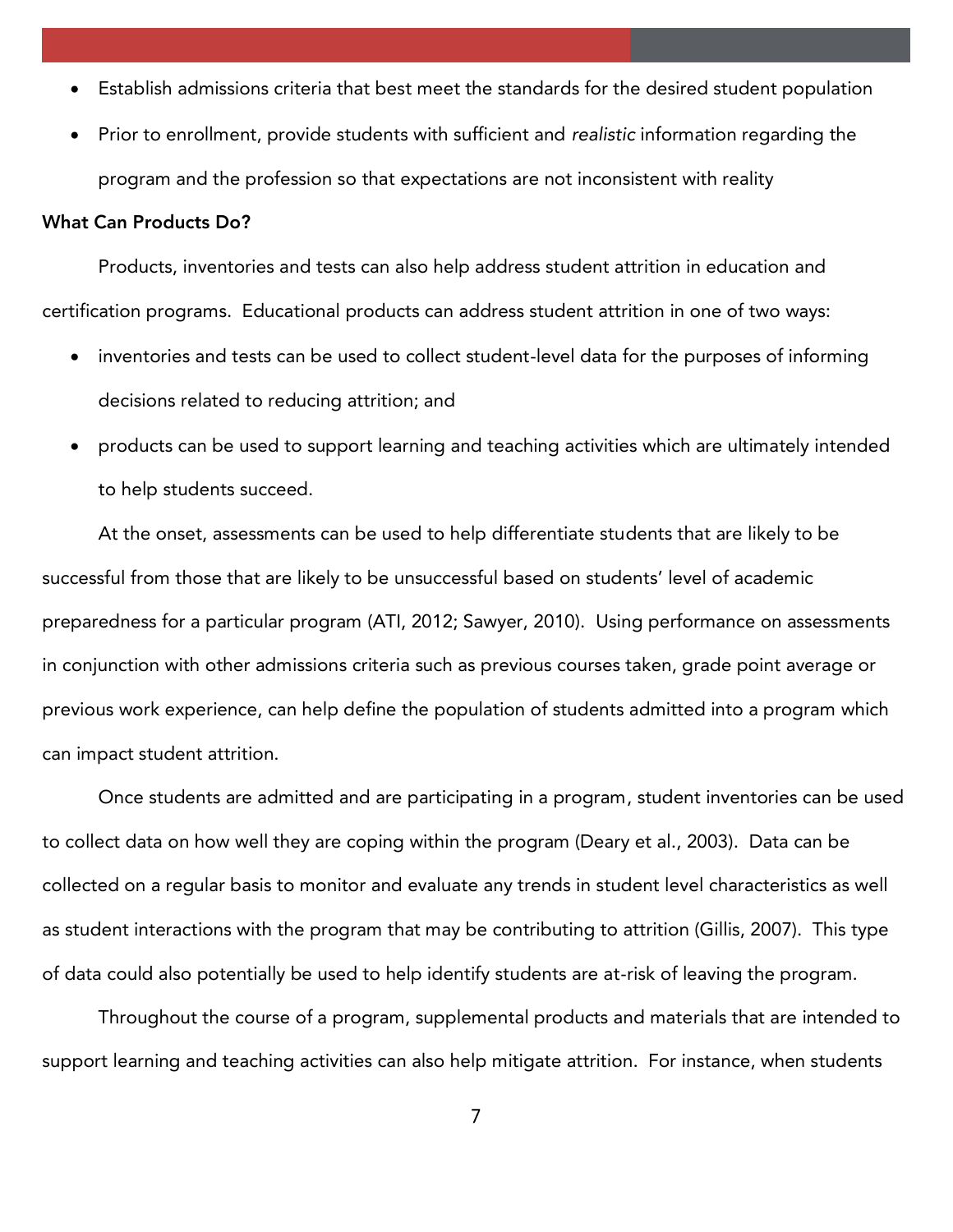- Establish admissions criteria that best meet the standards for the desired student population
- Prior to enrollment, provide students with sufficient and *realistic* information regarding the program and the profession so that expectations are not inconsistent with reality

**What Can Products Do?**

Products, inventories and tests can also help address student attrition in education and certification programs. Educational products can address student attrition in one of two ways:

- inventories and tests can be used to collect student-level data for the purposes of informing decisions related to reducing attrition; and
- products can be used to support learning and teaching activities which are ultimately intended to help students succeed.

At the onset, assessments can be used to help differentiate students that are likely to be successful from those that are likely to be unsuccessful based on students' level of academic preparedness for a particular program (ATI, 2012; Sawyer, 2010). Using performance on assessments in conjunction with other admissions criteria such as previous courses taken, grade point average or previous work experience, can help define the population of students admitted into a program which can impact student attrition.

Once students are admitted and are participating in a program, student inventories can be used to collect data on how well they are coping within the program (Deary et al., 2003). Data can be collected on a regular basis to monitor and evaluate any trends in student level characteristics as well as student interactions with the program that may be contributing to attrition (Gillis, 2007). This type of data could also potentially be used to help identify students are at-risk of leaving the program.

Throughout the course of a program, supplemental products and materials that are intended to support learning and teaching activities can also help mitigate attrition. For instance, when students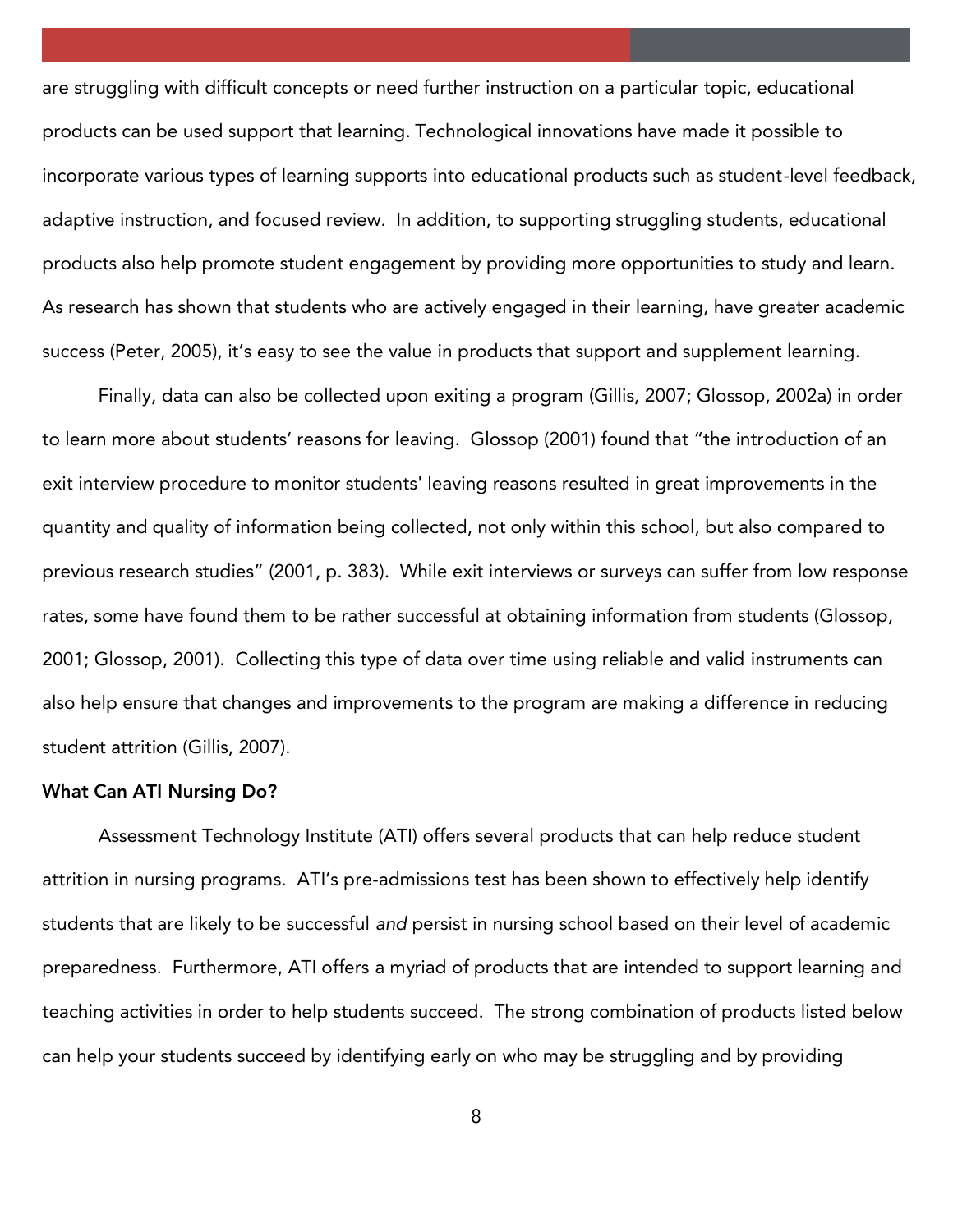are struggling with difficult concepts or need further instruction on a particular topic, educational products can be used support that learning. Technological innovations have made it possible to incorporate various types of learning supports into educational products such as student-level feedback, adaptive instruction, and focused review. In addition, to supporting struggling students, educational products also help promote student engagement by providing more opportunities to study and learn. As research has shown that students who are actively engaged in their learning, have greater academic success (Peter, 2005), it's easy to see the value in products that support and supplement learning.

Finally, data can also be collected upon exiting a program (Gillis, 2007; Glossop, 2002a) in order to learn more about students' reasons for leaving. Glossop (2001) found that "the introduction of an exit interview procedure to monitor students' leaving reasons resulted in great improvements in the quantity and quality of information being collected, not only within this school, but also compared to previous research studies" (2001, p. 383). While exit interviews or surveys can suffer from low response rates, some have found them to be rather successful at obtaining information from students (Glossop, 2001; Glossop, 2001). Collecting this type of data over time using reliable and valid instruments can also help ensure that changes and improvements to the program are making a difference in reducing student attrition (Gillis, 2007).

**What Can ATI Nursing Do?**

Assessment Technology Institute (ATI) offers several products that can help reduce student attrition in nursing programs. ATI's pre-admissions test has been shown to effectively help identify students that are likely to be successful *and* persist in nursing school based on their level of academic preparedness. Furthermore, ATI offers a myriad of products that are intended to support learning and teaching activities in order to help students succeed. The strong combination of products listed below can help your students succeed by identifying early on who may be struggling and by providing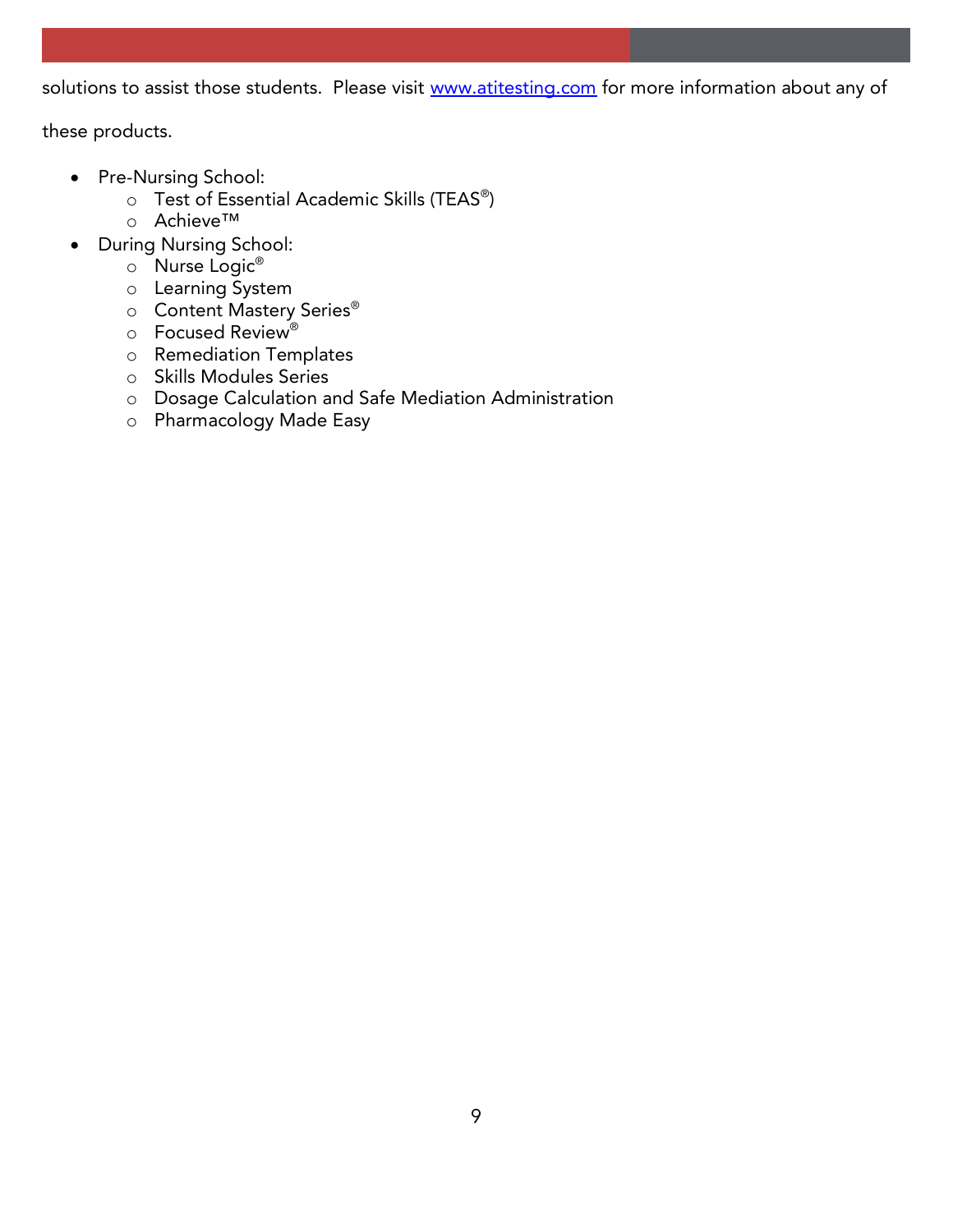solutions to assist those students. Please visit [www.atitesting.com](http://www.atitesting.com) for more information about any of these products.

- Pre-Nursing School:
  - Test of Essential Academic Skills (TEAS®)
  - Achieve™
- During Nursing School:
  - Nurse Logic®
  - Learning System
  - Content Mastery Series®
  - Focused Review®
  - Remediation Templates
  - Skills Modules Series
  - Dosage Calculation and Safe Mediation Administration
  - Pharmacology Made Easy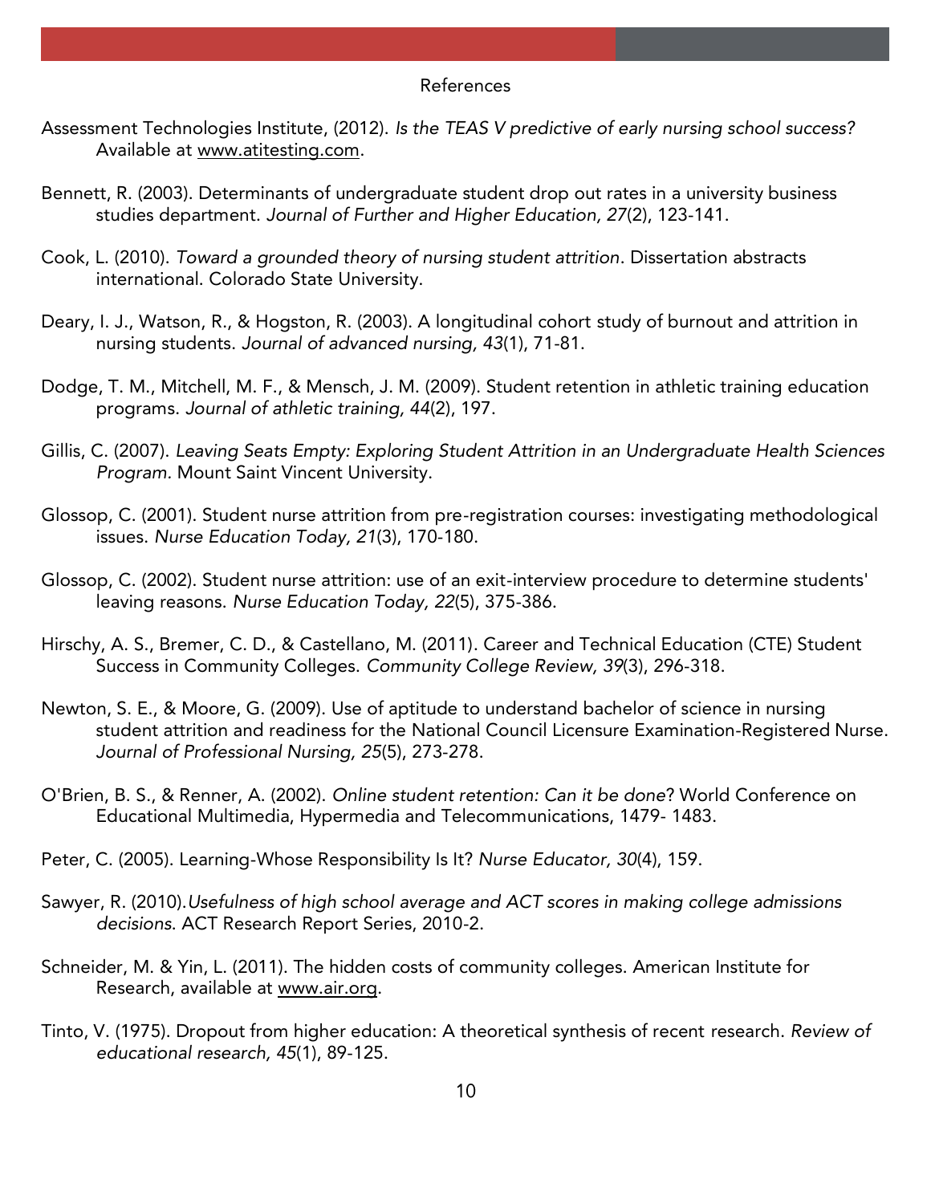# References

Assessment Technologies Institute, (2012). *Is the TEAS V predictive of early nursing school success?* Available at www.atitesting.com.

Bennett, R. (2003). Determinants of undergraduate student drop out rates in a university business studies department. *Journal of Further and Higher Education, 27*(2), 123-141.

Cook, L. (2010). *Toward a grounded theory of nursing student attrition*. Dissertation abstracts international. Colorado State University.

Deary, I. J., Watson, R., & Hogston, R. (2003). A longitudinal cohort study of burnout and attrition in nursing students. *Journal of advanced nursing, 43*(1), 71-81.

Dodge, T. M., Mitchell, M. F., & Mensch, J. M. (2009). Student retention in athletic training education programs. *Journal of athletic training, 44*(2), 197.

Gillis, C. (2007). *Leaving Seats Empty: Exploring Student Attrition in an Undergraduate Health Sciences Program.* Mount Saint Vincent University.

Glossop, C. (2001). Student nurse attrition from pre-registration courses: investigating methodological issues. *Nurse Education Today, 21*(3), 170-180.

Glossop, C. (2002). Student nurse attrition: use of an exit-interview procedure to determine students' leaving reasons. *Nurse Education Today, 22*(5), 375-386.

Hirschy, A. S., Bremer, C. D., & Castellano, M. (2011). Career and Technical Education (CTE) Student Success in Community Colleges. *Community College Review, 39*(3), 296-318.

Newton, S. E., & Moore, G. (2009). Use of aptitude to understand bachelor of science in nursing student attrition and readiness for the National Council Licensure Examination-Registered Nurse. *Journal of Professional Nursing, 25*(5), 273-278.

O'Brien, B. S., & Renner, A. (2002). *Online student retention: Can it be done*? World Conference on Educational Multimedia, Hypermedia and Telecommunications, 1479- 1483.

Peter, C. (2005). Learning-Whose Responsibility Is It? *Nurse Educator, 30*(4), 159.

Sawyer, R. (2010).*Usefulness of high school average and ACT scores in making college admissions decisions*. ACT Research Report Series, 2010-2.

Schneider, M. & Yin, L. (2011). The hidden costs of community colleges. American Institute for Research, available at www.air.org.

Tinto, V. (1975). Dropout from higher education: A theoretical synthesis of recent research. *Review of educational research, 45*(1), 89-125.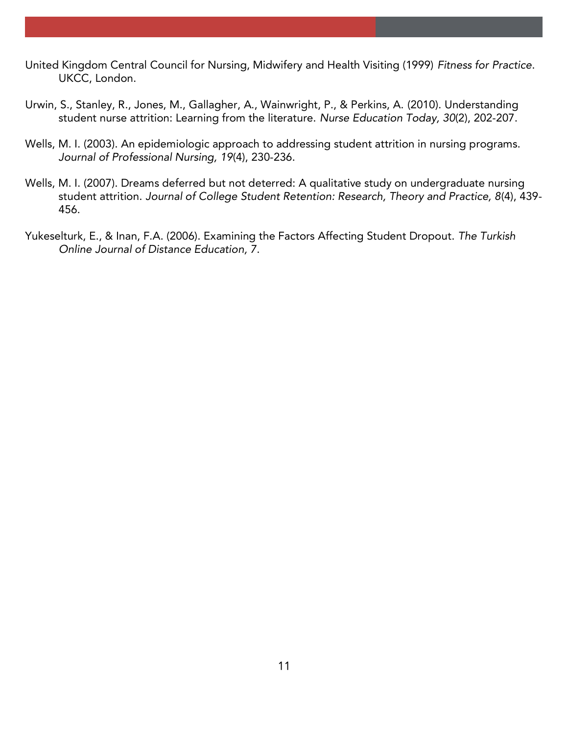United Kingdom Central Council for Nursing, Midwifery and Health Visiting (1999) *Fitness for Practice*. UKCC, London.

Urwin, S., Stanley, R., Jones, M., Gallagher, A., Wainwright, P., & Perkins, A. (2010). Understanding student nurse attrition: Learning from the literature. *Nurse Education Today, 30*(2), 202-207.

Wells, M. I. (2003). An epidemiologic approach to addressing student attrition in nursing programs. *Journal of Professional Nursing, 19*(4), 230-236.

Wells, M. I. (2007). Dreams deferred but not deterred: A qualitative study on undergraduate nursing student attrition. *Journal of College Student Retention: Research, Theory and Practice, 8*(4), 439-456.

Yukeselturk, E., & Inan, F.A. (2006). Examining the Factors Affecting Student Dropout. *The Turkish Online Journal of Distance Education, 7*.